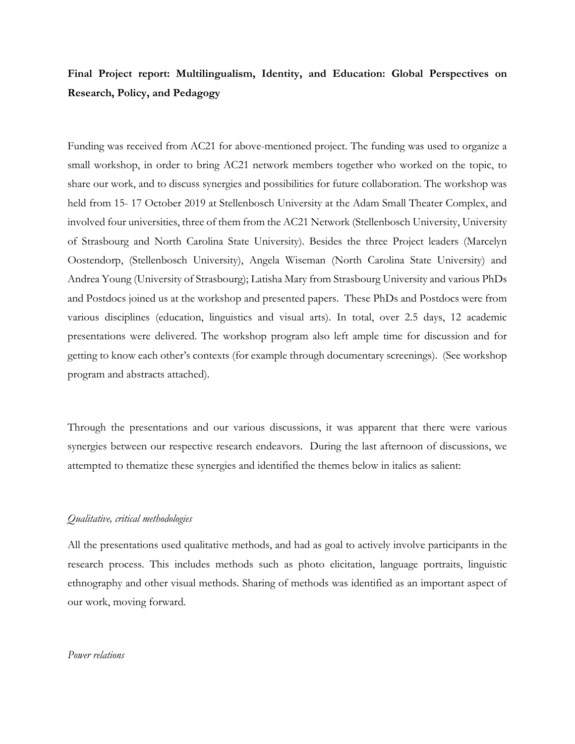**Final Project report: Multilingualism, Identity, and Education: Global Perspectives on Research, Policy, and Pedagogy**

Funding was received from AC21 for above-mentioned project. The funding was used to organize a small workshop, in order to bring AC21 network members together who worked on the topic, to share our work, and to discuss synergies and possibilities for future collaboration. The workshop was held from 15- 17 October 2019 at Stellenbosch University at the Adam Small Theater Complex, and involved four universities, three of them from the AC21 Network (Stellenbosch University, University of Strasbourg and North Carolina State University). Besides the three Project leaders (Marcelyn Oostendorp, (Stellenbosch University), Angela Wiseman (North Carolina State University) and Andrea Young (University of Strasbourg); Latisha Mary from Strasbourg University and various PhDs and Postdocs joined us at the workshop and presented papers. These PhDs and Postdocs were from various disciplines (education, linguistics and visual arts). In total, over 2.5 days, 12 academic presentations were delivered. The workshop program also left ample time for discussion and for getting to know each other's contexts (for example through documentary screenings). (See workshop program and abstracts attached).

Through the presentations and our various discussions, it was apparent that there were various synergies between our respective research endeavors. During the last afternoon of discussions, we attempted to thematize these synergies and identified the themes below in italics as salient:

*Qualitative, critical methodologies*

All the presentations used qualitative methods, and had as goal to actively involve participants in the research process. This includes methods such as photo elicitation, language portraits, linguistic ethnography and other visual methods. Sharing of methods was identified as an important aspect of our work, moving forward.

*Power relations*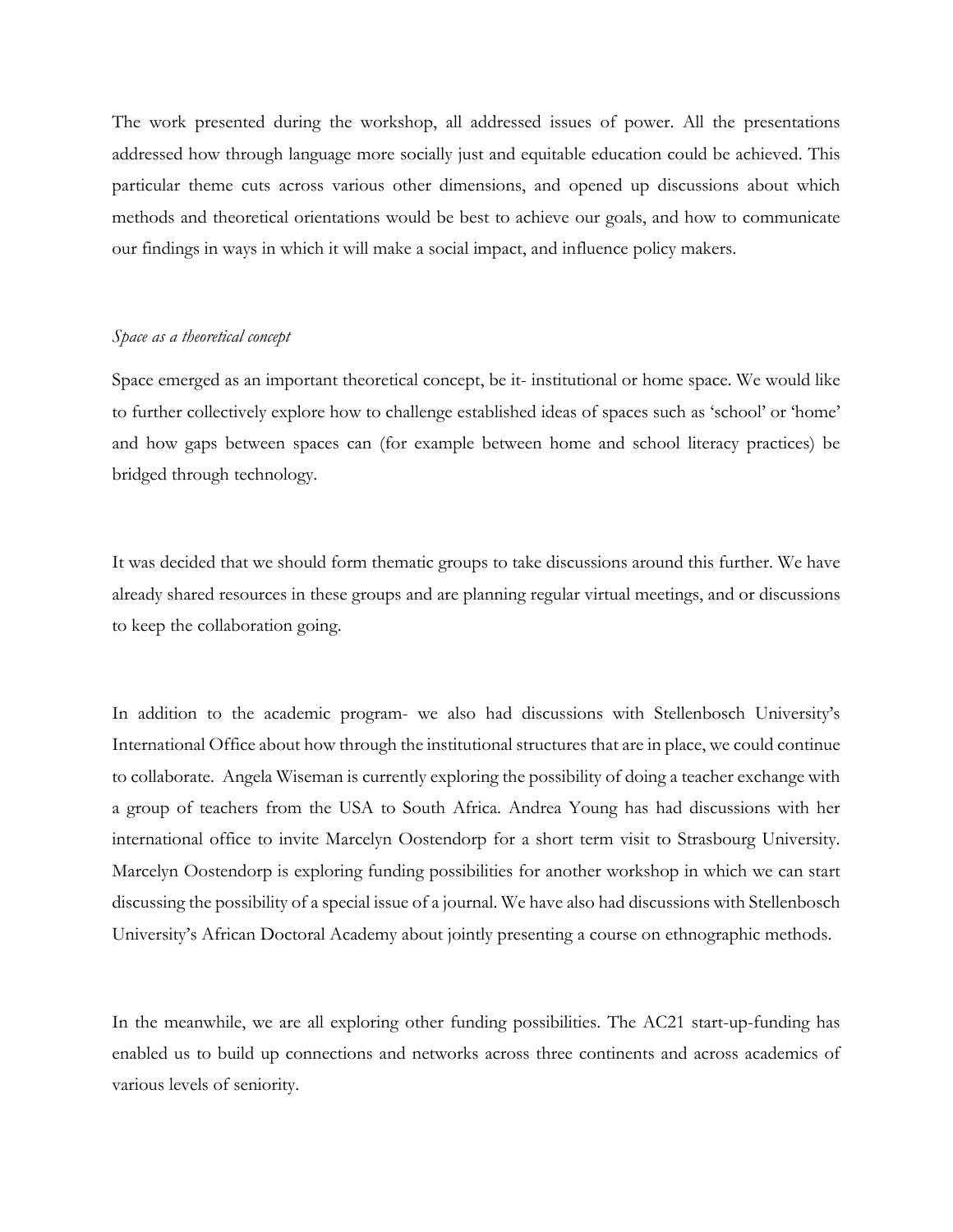The work presented during the workshop, all addressed issues of power. All the presentations addressed how through language more socially just and equitable education could be achieved. This particular theme cuts across various other dimensions, and opened up discussions about which methods and theoretical orientations would be best to achieve our goals, and how to communicate our findings in ways in which it will make a social impact, and influence policy makers.

*Space as a theoretical concept*

Space emerged as an important theoretical concept, be it- institutional or home space. We would like to further collectively explore how to challenge established ideas of spaces such as 'school' or 'home' and how gaps between spaces can (for example between home and school literacy practices) be bridged through technology.

It was decided that we should form thematic groups to take discussions around this further. We have already shared resources in these groups and are planning regular virtual meetings, and or discussions to keep the collaboration going.

In addition to the academic program- we also had discussions with Stellenbosch University's International Office about how through the institutional structures that are in place, we could continue to collaborate. Angela Wiseman is currently exploring the possibility of doing a teacher exchange with a group of teachers from the USA to South Africa. Andrea Young has had discussions with her international office to invite Marcelyn Oostendorp for a short term visit to Strasbourg University. Marcelyn Oostendorp is exploring funding possibilities for another workshop in which we can start discussing the possibility of a special issue of a journal. We have also had discussions with Stellenbosch University's African Doctoral Academy about jointly presenting a course on ethnographic methods.

In the meanwhile, we are all exploring other funding possibilities. The AC21 start-up-funding has enabled us to build up connections and networks across three continents and across academics of various levels of seniority.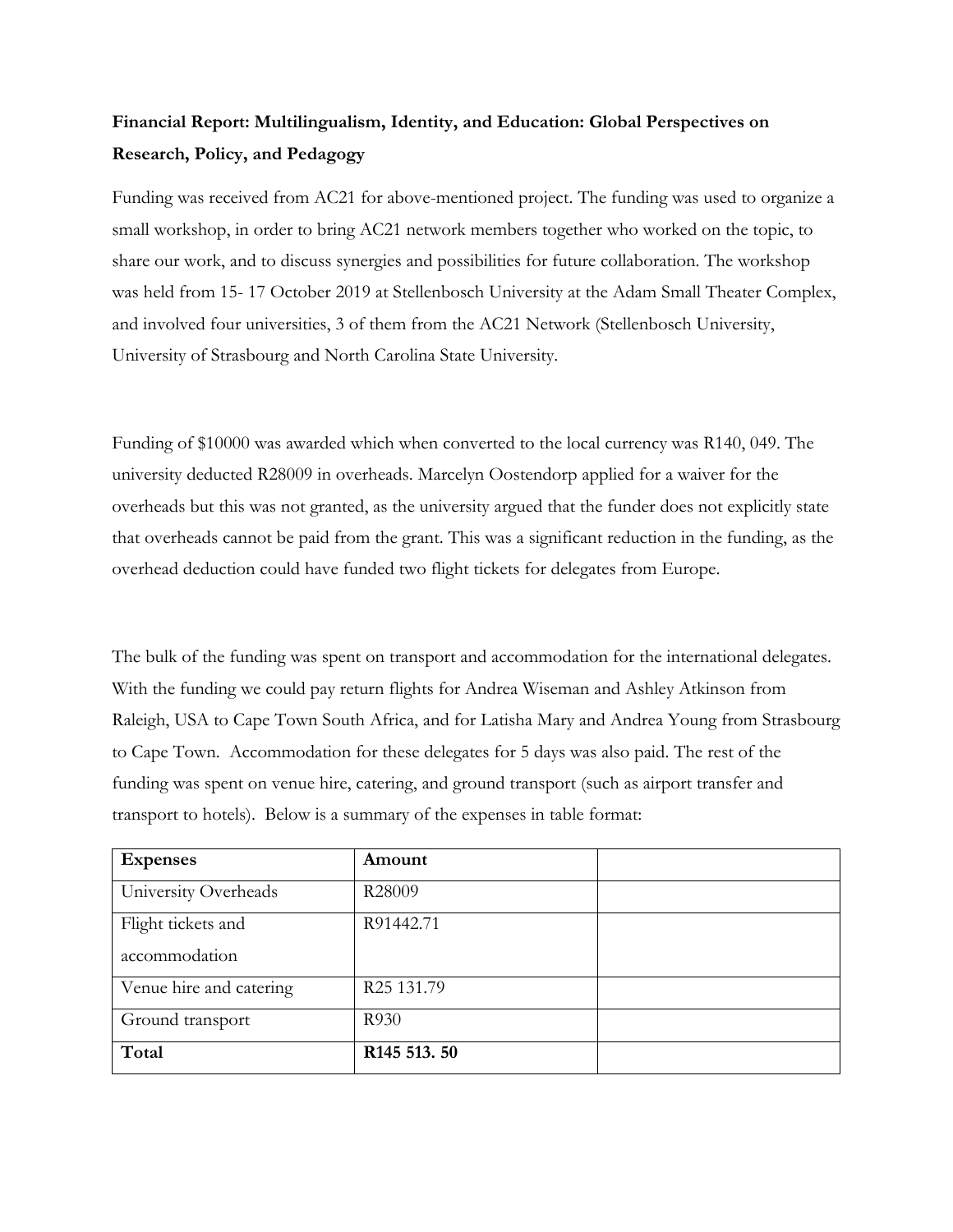**Financial Report: Multilingualism, Identity, and Education: Global Perspectives on Research, Policy, and Pedagogy**

Funding was received from AC21 for above-mentioned project. The funding was used to organize a small workshop, in order to bring AC21 network members together who worked on the topic, to share our work, and to discuss synergies and possibilities for future collaboration. The workshop was held from 15- 17 October 2019 at Stellenbosch University at the Adam Small Theater Complex, and involved four universities, 3 of them from the AC21 Network (Stellenbosch University, University of Strasbourg and North Carolina State University.

Funding of $10000 was awarded which when converted to the local currency was R140, 049. The university deducted R28009 in overheads. Marcelyn Oostendorp applied for a waiver for the overheads but this was not granted, as the university argued that the funder does not explicitly state that overheads cannot be paid from the grant. This was a significant reduction in the funding, as the overhead deduction could have funded two flight tickets for delegates from Europe.

The bulk of the funding was spent on transport and accommodation for the international delegates. With the funding we could pay return flights for Andrea Wiseman and Ashley Atkinson from Raleigh, USA to Cape Town South Africa, and for Latisha Mary and Andrea Young from Strasbourg to Cape Town. Accommodation for these delegates for 5 days was also paid. The rest of the funding was spent on venue hire, catering, and ground transport (such as airport transfer and transport to hotels). Below is a summary of the expenses in table format:

| **Expenses** | **Amount** | |
|---|---|---|
| University Overheads | R28009 | |
| Flight tickets and accommodation | R91442.71 | |
| Venue hire and catering | R25 131.79 | |
| Ground transport | R930 | |
| **Total** | **R145 513. 50** | |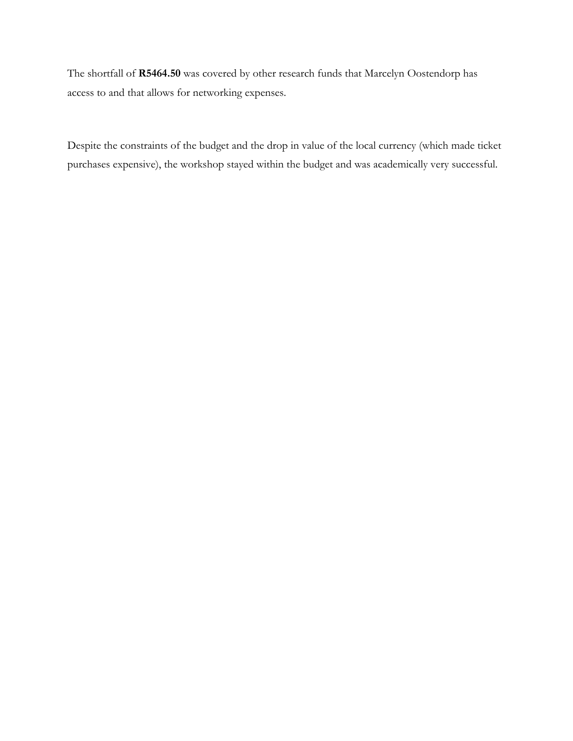The shortfall of **R5464.50** was covered by other research funds that Marcelyn Oostendorp has access to and that allows for networking expenses.

Despite the constraints of the budget and the drop in value of the local currency (which made ticket purchases expensive), the workshop stayed within the budget and was academically very successful.